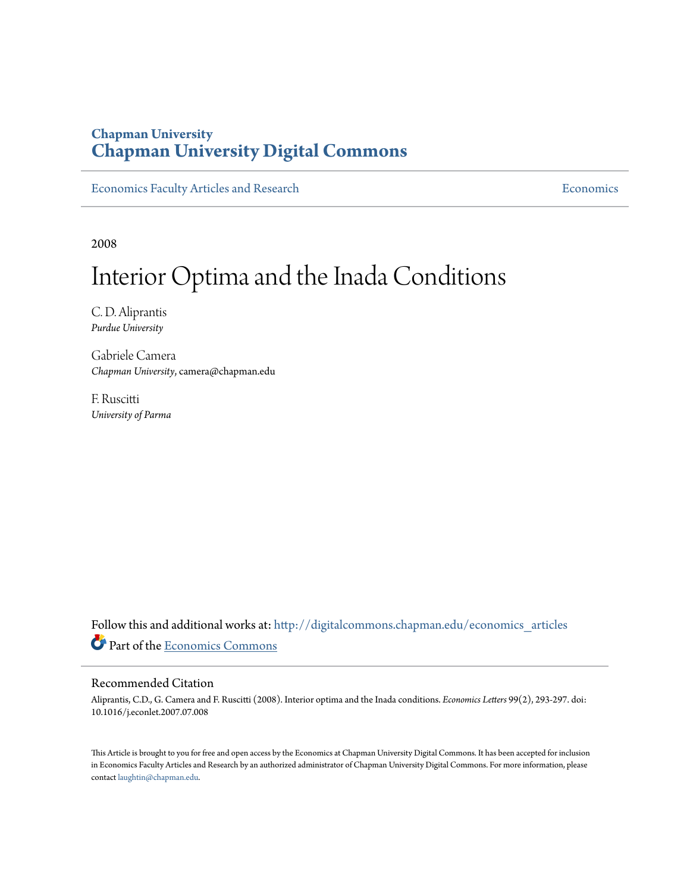Chapman University

# Chapman University Digital Commons

Economics Faculty Articles and Research | Economics

2008

# Interior Optima and the Inada Conditions

C. D. Aliprantis
*Purdue University*

Gabriele Camera
*Chapman University*, camera@chapman.edu

F. Ruscitti
*University of Parma*

Follow this and additional works at: http://digitalcommons.chapman.edu/economics_articles

Part of the Economics Commons

## Recommended Citation

Aliprantis, C.D., G. Camera and F. Ruscitti (2008). Interior optima and the Inada conditions. *Economics Letters* 99(2), 293-297. doi: 10.1016/j.econlet.2007.07.008

This Article is brought to you for free and open access by the Economics at Chapman University Digital Commons. It has been accepted for inclusion in Economics Faculty Articles and Research by an authorized administrator of Chapman University Digital Commons. For more information, please contact laughtin@chapman.edu.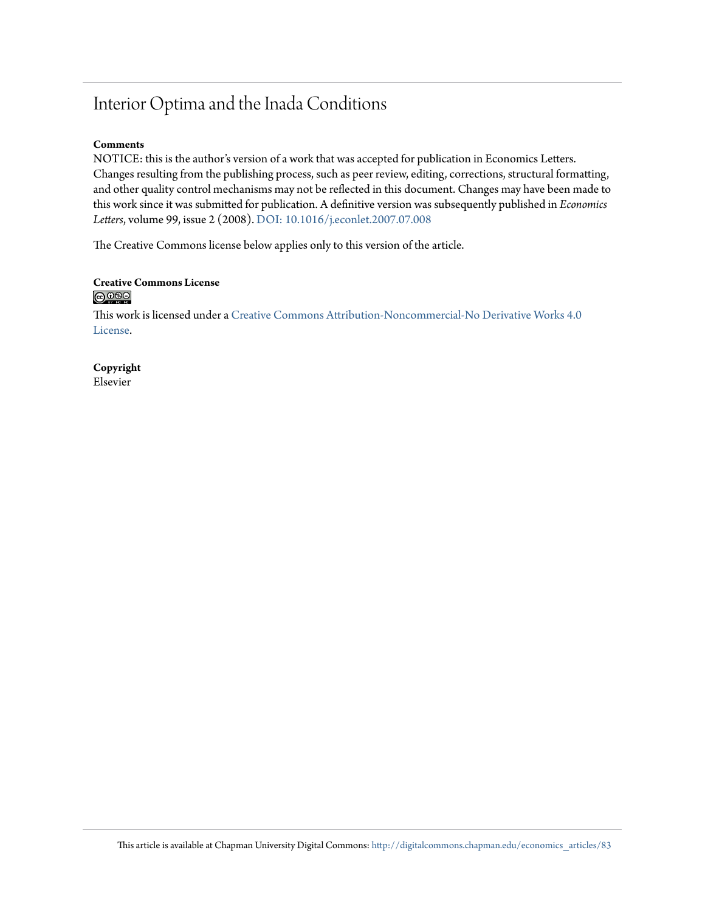# Interior Optima and the Inada Conditions

**Comments**

NOTICE: this is the author's version of a work that was accepted for publication in Economics Letters. Changes resulting from the publishing process, such as peer review, editing, corrections, structural formatting, and other quality control mechanisms may not be reflected in this document. Changes may have been made to this work since it was submitted for publication. A definitive version was subsequently published in *Economics Letters*, volume 99, issue 2 (2008). DOI: 10.1016/j.econlet.2007.07.008

The Creative Commons license below applies only to this version of the article.

**Creative Commons License**

This work is licensed under a Creative Commons Attribution-Noncommercial-No Derivative Works 4.0 License.

**Copyright**

Elsevier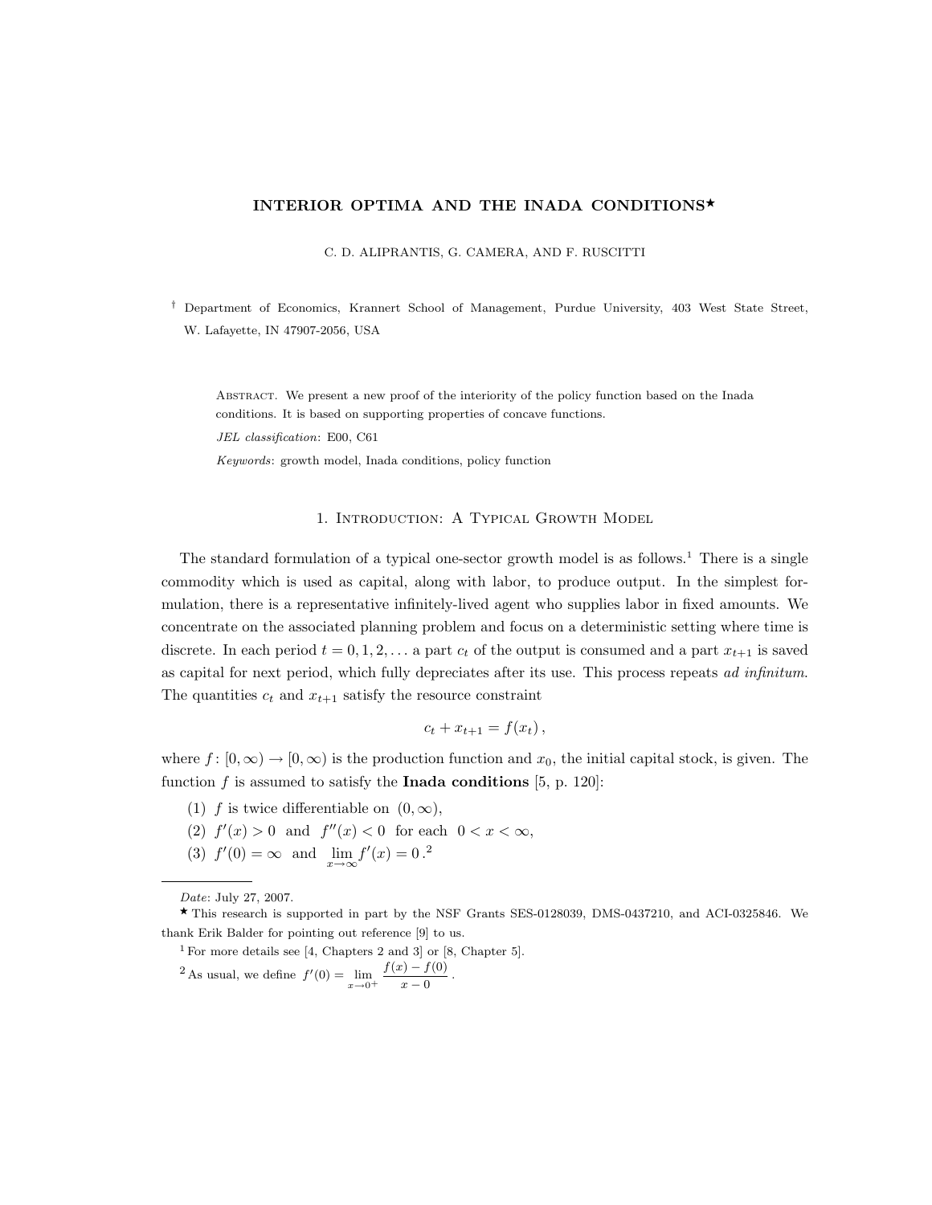# INTERIOR OPTIMA AND THE INADA CONDITIONS★

C. D. ALIPRANTIS, G. CAMERA, AND F. RUSCITTI

† Department of Economics, Krannert School of Management, Purdue University, 403 West State Street, W. Lafayette, IN 47907-2056, USA

Abstract. We present a new proof of the interiority of the policy function based on the Inada conditions. It is based on supporting properties of concave functions.

*JEL classification*: E00, C61

*Keywords*: growth model, Inada conditions, policy function

## 1. Introduction: A Typical Growth Model

The standard formulation of a typical one-sector growth model is as follows.[1] There is a single commodity which is used as capital, along with labor, to produce output. In the simplest formulation, there is a representative infinitely-lived agent who supplies labor in fixed amounts. We concentrate on the associated planning problem and focus on a deterministic setting where time is discrete. In each period $t = 0, 1, 2, \ldots$ a part $c_t$ of the output is consumed and a part $x_{t+1}$ is saved as capital for next period, which fully depreciates after its use. This process repeats *ad infinitum*. The quantities $c_t$ and $x_{t+1}$ satisfy the resource constraint

$$c_t + x_{t+1} = f(x_t)\,,$$

where $f\colon [0,\infty) \to [0,\infty)$ is the production function and $x_0$, the initial capital stock, is given. The function $f$ is assumed to satisfy the **Inada conditions** [5, p. 120]:

1. $f$ is twice differentiable on $(0,\infty)$,
2. $f'(x) > 0$ and $f''(x) < 0$ for each $0 < x < \infty$,
3. $f'(0) = \infty$ and $\lim\limits_{x\to\infty} f'(x) = 0$.[2]

---

*Date*: July 27, 2007.

★ This research is supported in part by the NSF Grants SES-0128039, DMS-0437210, and ACI-0325846. We thank Erik Balder for pointing out reference [9] to us.

[1] For more details see [4, Chapters 2 and 3] or [8, Chapter 5].

[2] As usual, we define $f'(0) = \lim\limits_{x\to 0^+} \dfrac{f(x) - f(0)}{x - 0}$.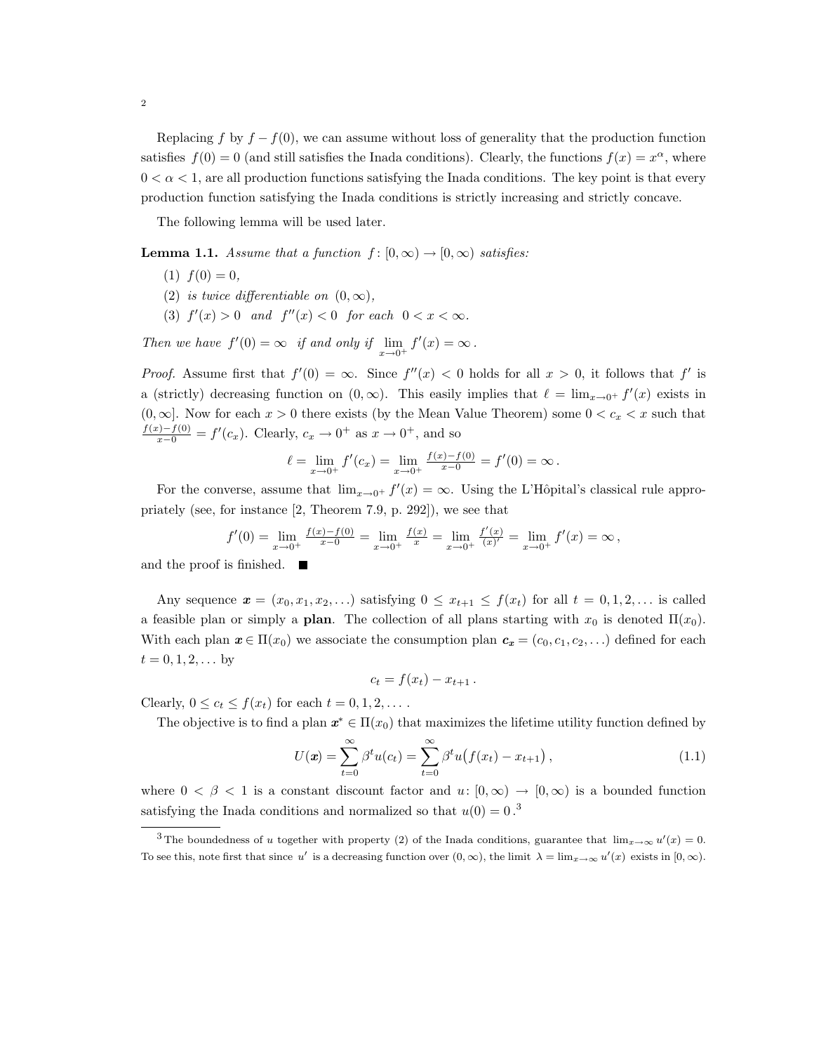Replacing $f$ by $f - f(0)$, we can assume without loss of generality that the production function satisfies $f(0) = 0$ (and still satisfies the Inada conditions). Clearly, the functions $f(x) = x^\alpha$, where $0 < \alpha < 1$, are all production functions satisfying the Inada conditions. The key point is that every production function satisfying the Inada conditions is strictly increasing and strictly concave.

The following lemma will be used later.

**Lemma 1.1.** *Assume that a function $f\colon [0,\infty) \to [0,\infty)$ satisfies:*

1. $f(0) = 0$,
2. *is twice differentiable on $(0,\infty)$,*
3. $f'(x) > 0$ *and* $f''(x) < 0$ *for each* $0 < x < \infty$.

*Then we have $f'(0) = \infty$ if and only if $\lim_{x\to 0^+} f'(x) = \infty$.*

*Proof.* Assume first that $f'(0) = \infty$. Since $f''(x) < 0$ holds for all $x > 0$, it follows that $f'$ is a (strictly) decreasing function on $(0,\infty)$. This easily implies that $\ell = \lim_{x\to 0^+} f'(x)$ exists in $(0,\infty]$. Now for each $x > 0$ there exists (by the Mean Value Theorem) some $0 < c_x < x$ such that $\frac{f(x)-f(0)}{x-0} = f'(c_x)$. Clearly, $c_x \to 0^+$ as $x \to 0^+$, and so

$$\ell = \lim_{x\to 0^+} f'(c_x) = \lim_{x\to 0^+} \tfrac{f(x)-f(0)}{x-0} = f'(0) = \infty\,.$$

For the converse, assume that $\lim_{x\to 0^+} f'(x) = \infty$. Using the L'Hôpital's classical rule appropriately (see, for instance [2, Theorem 7.9, p. 292]), we see that

$$f'(0) = \lim_{x\to 0^+} \tfrac{f(x)-f(0)}{x-0} = \lim_{x\to 0^+} \tfrac{f(x)}{x} = \lim_{x\to 0^+} \tfrac{f'(x)}{(x)'} = \lim_{x\to 0^+} f'(x) = \infty\,,$$

and the proof is finished. ■

Any sequence $\boldsymbol{x} = (x_0, x_1, x_2, \ldots)$ satisfying $0 \le x_{t+1} \le f(x_t)$ for all $t = 0,1,2,\ldots$ is called a feasible plan or simply a **plan**. The collection of all plans starting with $x_0$ is denoted $\Pi(x_0)$. With each plan $\boldsymbol{x} \in \Pi(x_0)$ we associate the consumption plan $\boldsymbol{c_x} = (c_0, c_1, c_2, \ldots)$ defined for each $t = 0,1,2,\ldots$ by

$$c_t = f(x_t) - x_{t+1}\,.$$

Clearly, $0 \le c_t \le f(x_t)$ for each $t = 0,1,2,\ldots$.

The objective is to find a plan $\boldsymbol{x}^* \in \Pi(x_0)$ that maximizes the lifetime utility function defined by

$$U(\boldsymbol{x}) = \sum_{t=0}^{\infty} \beta^t u(c_t) = \sum_{t=0}^{\infty} \beta^t u\big(f(x_t) - x_{t+1}\big)\,, \tag{1.1}$$

where $0 < \beta < 1$ is a constant discount factor and $u\colon [0,\infty) \to [0,\infty)$ is a bounded function satisfying the Inada conditions and normalized so that $u(0) = 0$.[3]

[3] The boundedness of $u$ together with property (2) of the Inada conditions, guarantee that $\lim_{x\to\infty} u'(x) = 0$. To see this, note first that since $u'$ is a decreasing function over $(0,\infty)$, the limit $\lambda = \lim_{x\to\infty} u'(x)$ exists in $[0,\infty)$.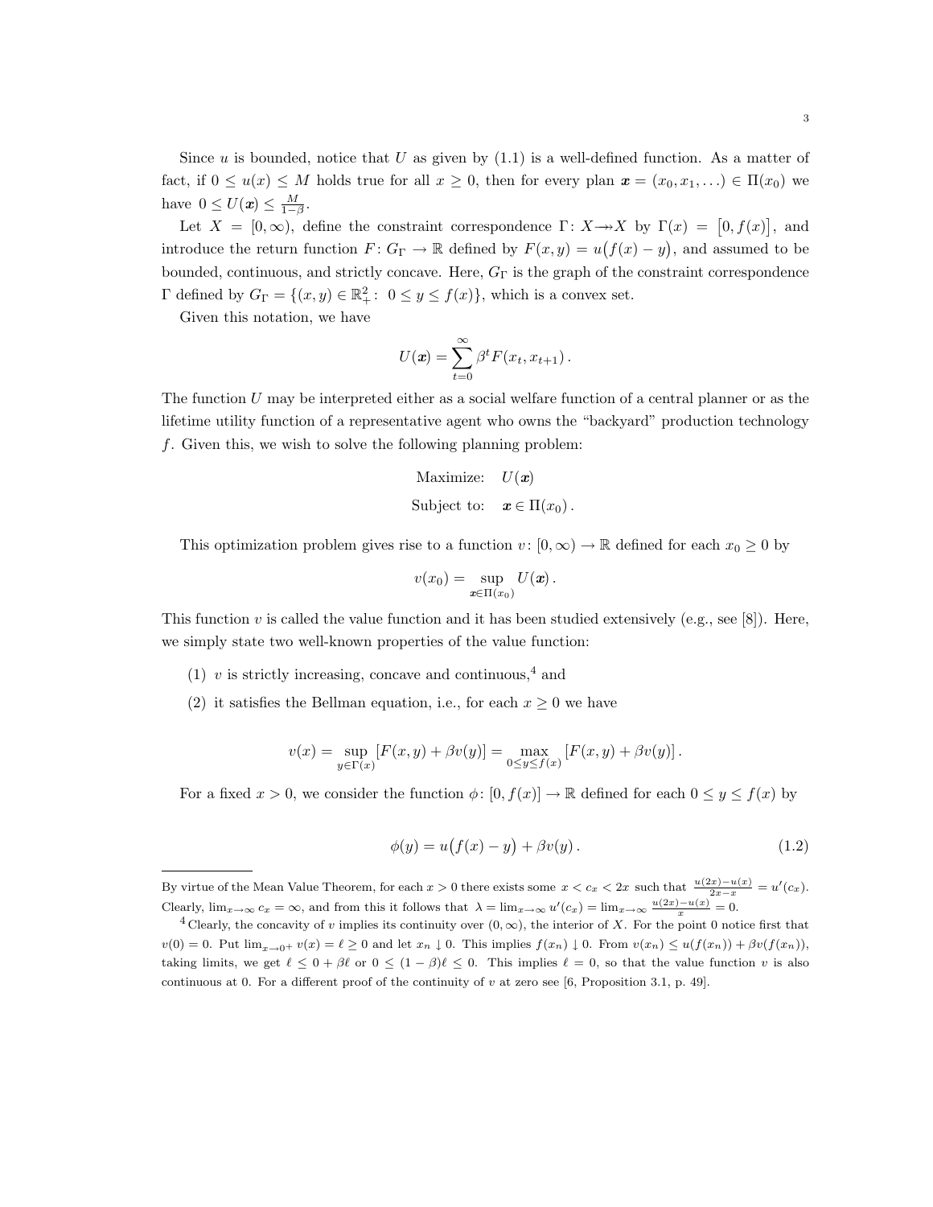Since $u$ is bounded, notice that $U$ as given by (1.1) is a well-defined function. As a matter of fact, if $0 \le u(x) \le M$ holds true for all $x \ge 0$, then for every plan $\boldsymbol{x} = (x_0, x_1, \dots) \in \Pi(x_0)$ we have $0 \le U(\boldsymbol{x}) \le \frac{M}{1-\beta}$.

Let $X = [0, \infty)$, define the constraint correspondence $\Gamma\colon X \twoheadrightarrow X$ by $\Gamma(x) = \big[0, f(x)\big]$, and introduce the return function $F\colon G_\Gamma \to \mathbb{R}$ defined by $F(x, y) = u\big(f(x) - y\big)$, and assumed to be bounded, continuous, and strictly concave. Here, $G_\Gamma$ is the graph of the constraint correspondence $\Gamma$ defined by $G_\Gamma = \{(x, y) \in \mathbb{R}^2_+ \colon\ 0 \le y \le f(x)\}$, which is a convex set.

Given this notation, we have

$$U(\boldsymbol{x}) = \sum_{t=0}^{\infty} \beta^t F(x_t, x_{t+1})\,.$$

The function $U$ may be interpreted either as a social welfare function of a central planner or as the lifetime utility function of a representative agent who owns the "backyard" production technology $f$. Given this, we wish to solve the following planning problem:

$$\begin{aligned} \text{Maximize:} &\quad U(\boldsymbol{x}) \\ \text{Subject to:} &\quad \boldsymbol{x} \in \Pi(x_0)\,. \end{aligned}$$

This optimization problem gives rise to a function $v\colon [0, \infty) \to \mathbb{R}$ defined for each $x_0 \ge 0$ by

$$v(x_0) = \sup_{\boldsymbol{x} \in \Pi(x_0)} U(\boldsymbol{x})\,.$$

This function $v$ is called the value function and it has been studied extensively (e.g., see [8]). Here, we simply state two well-known properties of the value function:

1. $v$ is strictly increasing, concave and continuous,[4] and
2. it satisfies the Bellman equation, i.e., for each $x \ge 0$ we have

$$v(x) = \sup_{y \in \Gamma(x)} \big[F(x, y) + \beta v(y)\big] = \max_{0 \le y \le f(x)} \big[F(x, y) + \beta v(y)\big]\,.$$

For a fixed $x > 0$, we consider the function $\phi\colon [0, f(x)] \to \mathbb{R}$ defined for each $0 \le y \le f(x)$ by

$$\phi(y) = u\big(f(x) - y\big) + \beta v(y)\,. \tag{1.2}$$

---

By virtue of the Mean Value Theorem, for each $x > 0$ there exists some $x < c_x < 2x$ such that $\frac{u(2x)-u(x)}{2x-x} = u'(c_x)$. Clearly, $\lim_{x\to\infty} c_x = \infty$, and from this it follows that $\lambda = \lim_{x\to\infty} u'(c_x) = \lim_{x\to\infty} \frac{u(2x)-u(x)}{x} = 0$.

[4] Clearly, the concavity of $v$ implies its continuity over $(0, \infty)$, the interior of $X$. For the point 0 notice first that $v(0) = 0$. Put $\lim_{x\to 0^+} v(x) = \ell \ge 0$ and let $x_n \downarrow 0$. This implies $f(x_n) \downarrow 0$. From $v(x_n) \le u(f(x_n)) + \beta v(f(x_n))$, taking limits, we get $\ell \le 0 + \beta\ell$ or $0 \le (1-\beta)\ell \le 0$. This implies $\ell = 0$, so that the value function $v$ is also continuous at 0. For a different proof of the continuity of $v$ at zero see [6, Proposition 3.1, p. 49].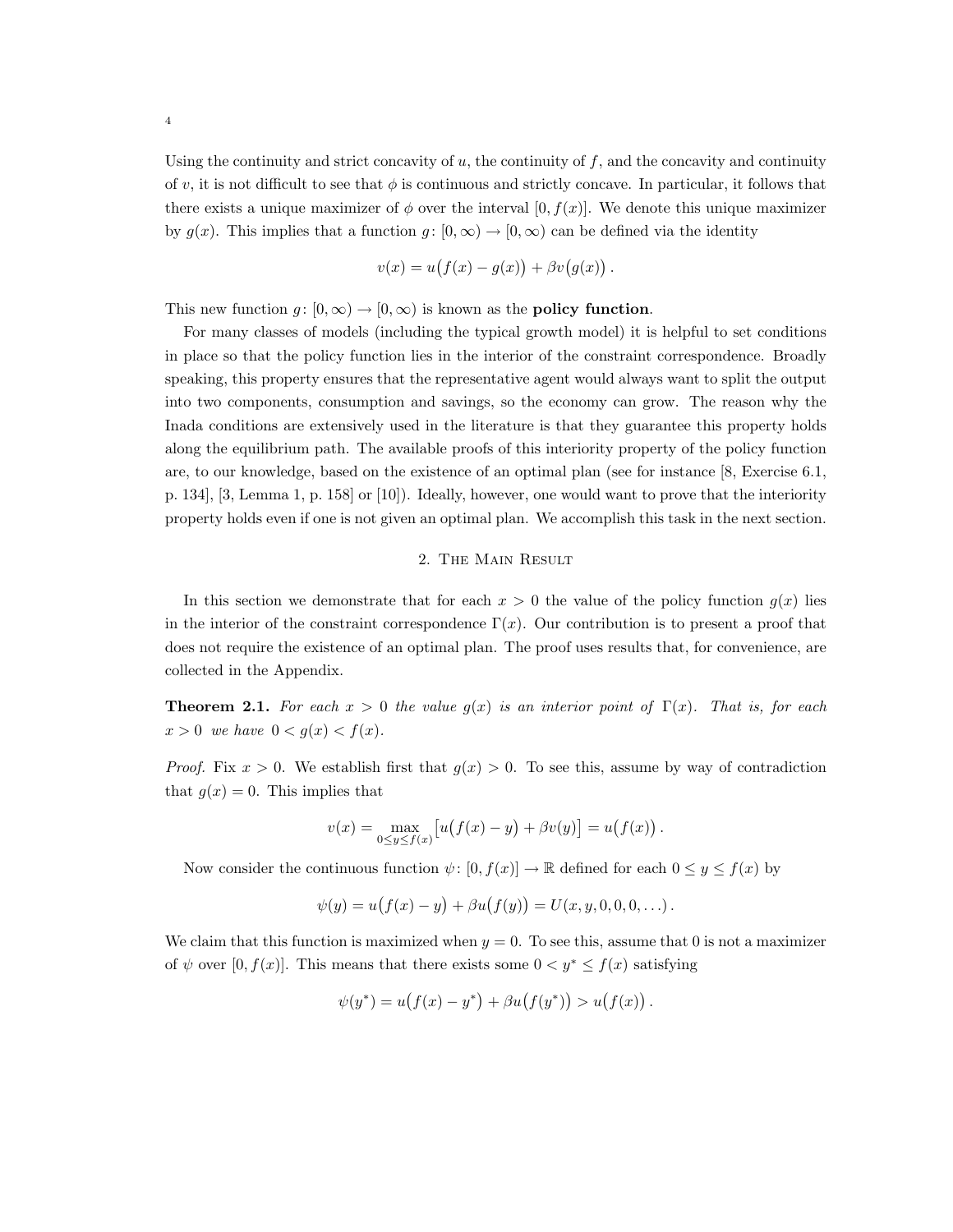Using the continuity and strict concavity of $u$, the continuity of $f$, and the concavity and continuity of $v$, it is not difficult to see that $\phi$ is continuous and strictly concave. In particular, it follows that there exists a unique maximizer of $\phi$ over the interval $[0, f(x)]$. We denote this unique maximizer by $g(x)$. This implies that a function $g\colon [0,\infty) \to [0,\infty)$ can be defined via the identity

$$v(x) = u\big(f(x) - g(x)\big) + \beta v\big(g(x)\big)\,.$$

This new function $g\colon [0,\infty) \to [0,\infty)$ is known as the **policy function**.

For many classes of models (including the typical growth model) it is helpful to set conditions in place so that the policy function lies in the interior of the constraint correspondence. Broadly speaking, this property ensures that the representative agent would always want to split the output into two components, consumption and savings, so the economy can grow. The reason why the Inada conditions are extensively used in the literature is that they guarantee this property holds along the equilibrium path. The available proofs of this interiority property of the policy function are, to our knowledge, based on the existence of an optimal plan (see for instance [8, Exercise 6.1, p. 134], [3, Lemma 1, p. 158] or [10]). Ideally, however, one would want to prove that the interiority property holds even if one is not given an optimal plan. We accomplish this task in the next section.

## 2. The Main Result

In this section we demonstrate that for each $x > 0$ the value of the policy function $g(x)$ lies in the interior of the constraint correspondence $\Gamma(x)$. Our contribution is to present a proof that does not require the existence of an optimal plan. The proof uses results that, for convenience, are collected in the Appendix.

**Theorem 2.1.** *For each $x > 0$ the value $g(x)$ is an interior point of $\Gamma(x)$. That is, for each $x > 0$ we have $0 < g(x) < f(x)$.*

*Proof.* Fix $x > 0$. We establish first that $g(x) > 0$. To see this, assume by way of contradiction that $g(x) = 0$. This implies that

$$v(x) = \max_{0 \le y \le f(x)} \big[u\big(f(x) - y\big) + \beta v(y)\big] = u\big(f(x)\big)\,.$$

Now consider the continuous function $\psi\colon [0, f(x)] \to \mathbb{R}$ defined for each $0 \le y \le f(x)$ by

$$\psi(y) = u\big(f(x) - y\big) + \beta u\big(f(y)\big) = U(x, y, 0, 0, 0, \ldots)\,.$$

We claim that this function is maximized when $y = 0$. To see this, assume that $0$ is not a maximizer of $\psi$ over $[0, f(x)]$. This means that there exists some $0 < y^* \le f(x)$ satisfying

$$\psi(y^*) = u\big(f(x) - y^*\big) + \beta u\big(f(y^*)\big) > u\big(f(x)\big)\,.$$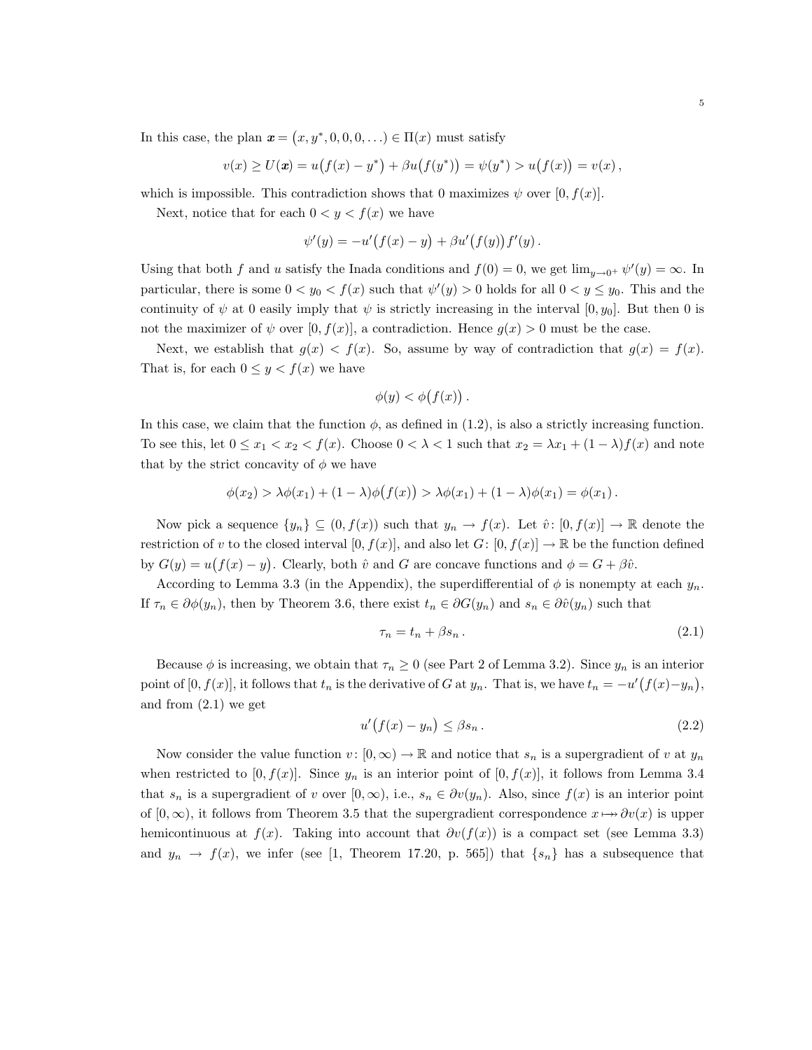In this case, the plan $\boldsymbol{x} = \big(x, y^*, 0, 0, 0, \ldots\big) \in \Pi(x)$ must satisfy

$$v(x) \geq U(\boldsymbol{x}) = u\big(f(x) - y^*\big) + \beta u\big(f(y^*)\big) = \psi(y^*) > u\big(f(x)\big) = v(x)\,,$$

which is impossible. This contradiction shows that 0 maximizes $\psi$ over $[0, f(x)]$.

Next, notice that for each $0 < y < f(x)$ we have

$$\psi'(y) = -u'\big(f(x) - y\big) + \beta u'\big(f(y)\big) f'(y)\,.$$

Using that both $f$ and $u$ satisfy the Inada conditions and $f(0) = 0$, we get $\lim_{y \to 0^+} \psi'(y) = \infty$. In particular, there is some $0 < y_0 < f(x)$ such that $\psi'(y) > 0$ holds for all $0 < y \leq y_0$. This and the continuity of $\psi$ at 0 easily imply that $\psi$ is strictly increasing in the interval $[0, y_0]$. But then 0 is not the maximizer of $\psi$ over $[0, f(x)]$, a contradiction. Hence $g(x) > 0$ must be the case.

Next, we establish that $g(x) < f(x)$. So, assume by way of contradiction that $g(x) = f(x)$. That is, for each $0 \leq y < f(x)$ we have

$$\phi(y) < \phi\big(f(x)\big)\,.$$

In this case, we claim that the function $\phi$, as defined in (1.2), is also a strictly increasing function. To see this, let $0 \leq x_1 < x_2 < f(x)$. Choose $0 < \lambda < 1$ such that $x_2 = \lambda x_1 + (1 - \lambda) f(x)$ and note that by the strict concavity of $\phi$ we have

$$\phi(x_2) > \lambda \phi(x_1) + (1 - \lambda)\phi\big(f(x)\big) > \lambda \phi(x_1) + (1 - \lambda)\phi(x_1) = \phi(x_1)\,.$$

Now pick a sequence $\{y_n\} \subseteq (0, f(x))$ such that $y_n \to f(x)$. Let $\hat{v}\colon [0, f(x)] \to \mathbb{R}$ denote the restriction of $v$ to the closed interval $[0, f(x)]$, and also let $G\colon [0, f(x)] \to \mathbb{R}$ be the function defined by $G(y) = u\big(f(x) - y\big)$. Clearly, both $\hat{v}$ and $G$ are concave functions and $\phi = G + \beta\hat{v}$.

According to Lemma 3.3 (in the Appendix), the superdifferential of $\phi$ is nonempty at each $y_n$. If $\tau_n \in \partial\phi(y_n)$, then by Theorem 3.6, there exist $t_n \in \partial G(y_n)$ and $s_n \in \partial\hat{v}(y_n)$ such that

$$\tau_n = t_n + \beta s_n\,. \tag{2.1}$$

Because $\phi$ is increasing, we obtain that $\tau_n \geq 0$ (see Part 2 of Lemma 3.2). Since $y_n$ is an interior point of $[0, f(x)]$, it follows that $t_n$ is the derivative of $G$ at $y_n$. That is, we have $t_n = -u'\big(f(x) - y_n\big)$, and from (2.1) we get

$$u'\big(f(x) - y_n\big) \leq \beta s_n\,. \tag{2.2}$$

Now consider the value function $v\colon [0, \infty) \to \mathbb{R}$ and notice that $s_n$ is a supergradient of $v$ at $y_n$ when restricted to $[0, f(x)]$. Since $y_n$ is an interior point of $[0, f(x)]$, it follows from Lemma 3.4 that $s_n$ is a supergradient of $v$ over $[0, \infty)$, i.e., $s_n \in \partial v(y_n)$. Also, since $f(x)$ is an interior point of $[0, \infty)$, it follows from Theorem 3.5 that the supergradient correspondence $x \mapsto\!\!\!\rightarrow \partial v(x)$ is upper hemicontinuous at $f(x)$. Taking into account that $\partial v(f(x))$ is a compact set (see Lemma 3.3) and $y_n \to f(x)$, we infer (see [1, Theorem 17.20, p. 565]) that $\{s_n\}$ has a subsequence that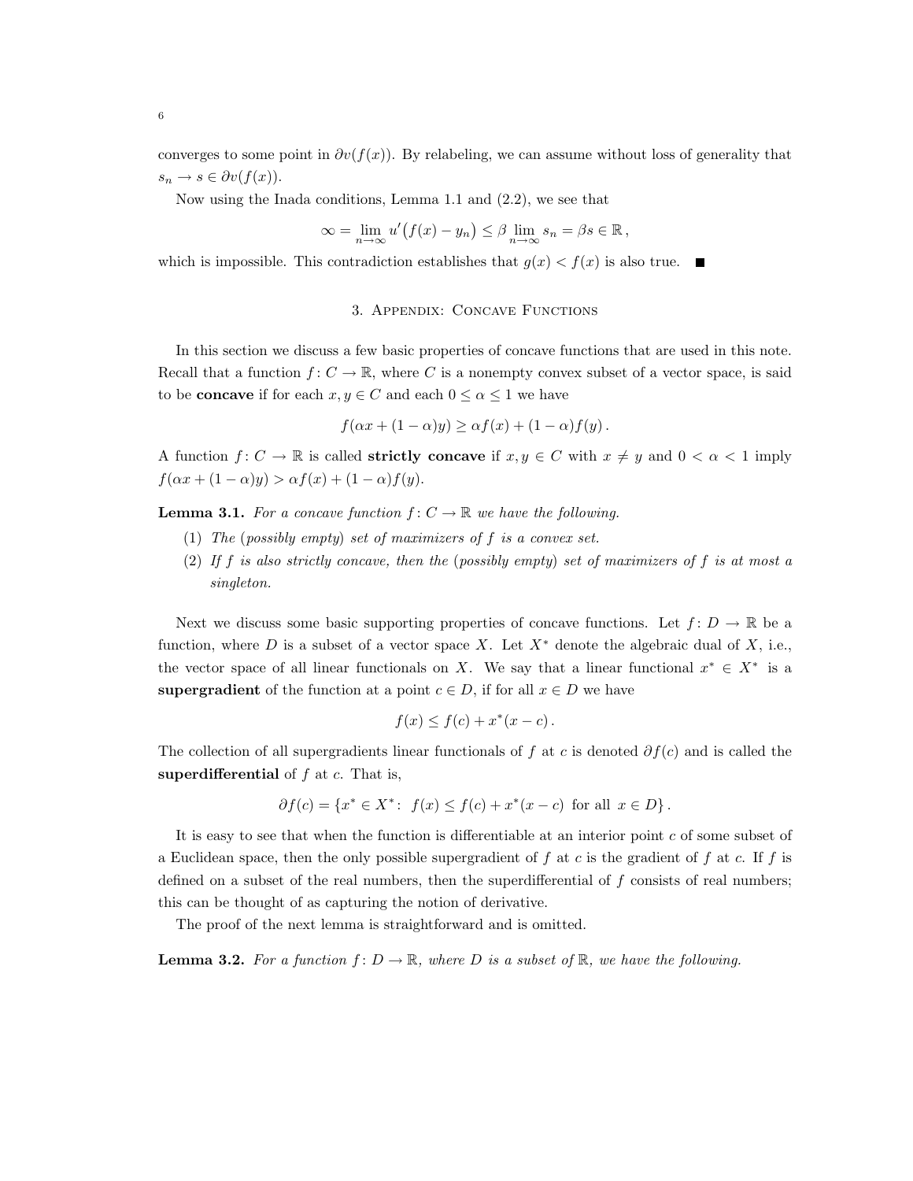converges to some point in $\partial v(f(x))$. By relabeling, we can assume without loss of generality that $s_n \to s \in \partial v(f(x))$.

Now using the Inada conditions, Lemma 1.1 and (2.2), we see that

$$\infty = \lim_{n\to\infty} u'\big(f(x) - y_n\big) \leq \beta \lim_{n\to\infty} s_n = \beta s \in \mathbb{R}\,,$$

which is impossible. This contradiction establishes that $g(x) < f(x)$ is also true. ∎

## 3. Appendix: Concave Functions

In this section we discuss a few basic properties of concave functions that are used in this note. Recall that a function $f\colon C \to \mathbb{R}$, where $C$ is a nonempty convex subset of a vector space, is said to be **concave** if for each $x, y \in C$ and each $0 \leq \alpha \leq 1$ we have

$$f(\alpha x + (1-\alpha)y) \geq \alpha f(x) + (1-\alpha)f(y)\,.$$

A function $f\colon C \to \mathbb{R}$ is called **strictly concave** if $x, y \in C$ with $x \neq y$ and $0 < \alpha < 1$ imply $f(\alpha x + (1-\alpha)y) > \alpha f(x) + (1-\alpha)f(y)$.

**Lemma 3.1.** *For a concave function $f\colon C \to \mathbb{R}$ we have the following.*

1. *The (possibly empty) set of maximizers of $f$ is a convex set.*
2. *If $f$ is also strictly concave, then the (possibly empty) set of maximizers of $f$ is at most a singleton.*

Next we discuss some basic supporting properties of concave functions. Let $f\colon D \to \mathbb{R}$ be a function, where $D$ is a subset of a vector space $X$. Let $X^*$ denote the algebraic dual of $X$, i.e., the vector space of all linear functionals on $X$. We say that a linear functional $x^* \in X^*$ is a **supergradient** of the function at a point $c \in D$, if for all $x \in D$ we have

$$f(x) \leq f(c) + x^*(x - c)\,.$$

The collection of all supergradients linear functionals of $f$ at $c$ is denoted $\partial f(c)$ and is called the **superdifferential** of $f$ at $c$. That is,

$$\partial f(c) = \{x^* \in X^*\colon\ f(x) \leq f(c) + x^*(x - c) \ \text{for all} \ x \in D\}\,.$$

It is easy to see that when the function is differentiable at an interior point $c$ of some subset of a Euclidean space, then the only possible supergradient of $f$ at $c$ is the gradient of $f$ at $c$. If $f$ is defined on a subset of the real numbers, then the superdifferential of $f$ consists of real numbers; this can be thought of as capturing the notion of derivative.

The proof of the next lemma is straightforward and is omitted.

**Lemma 3.2.** *For a function $f\colon D \to \mathbb{R}$, where $D$ is a subset of $\mathbb{R}$, we have the following.*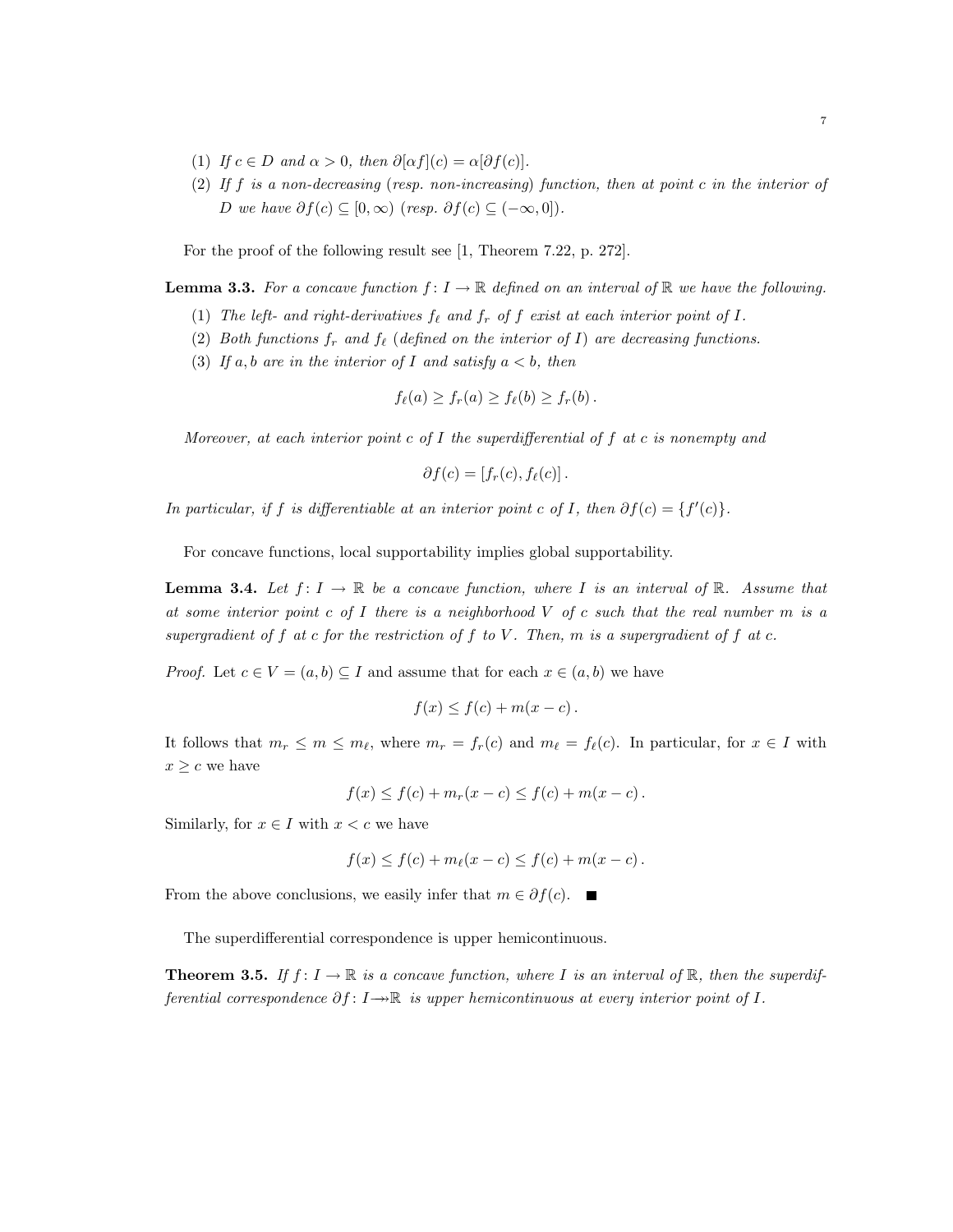(1) *If $c \in D$ and $\alpha > 0$, then $\partial[\alpha f](c) = \alpha[\partial f(c)]$.*

(2) *If $f$ is a non-decreasing (resp. non-increasing) function, then at point $c$ in the interior of $D$ we have $\partial f(c) \subseteq [0, \infty)$ (resp. $\partial f(c) \subseteq (-\infty, 0]$).*

For the proof of the following result see [1, Theorem 7.22, p. 272].

**Lemma 3.3.** *For a concave function $f\colon I \to \mathbb{R}$ defined on an interval of $\mathbb{R}$ we have the following.*

(1) *The left- and right-derivatives $f_\ell$ and $f_r$ of $f$ exist at each interior point of $I$.*

(2) *Both functions $f_r$ and $f_\ell$ (defined on the interior of $I$) are decreasing functions.*

(3) *If $a, b$ are in the interior of $I$ and satisfy $a < b$, then*

$$f_\ell(a) \geq f_r(a) \geq f_\ell(b) \geq f_r(b)\,.$$

*Moreover, at each interior point $c$ of $I$ the superdifferential of $f$ at $c$ is nonempty and*

$$\partial f(c) = [f_r(c), f_\ell(c)]\,.$$

*In particular, if $f$ is differentiable at an interior point $c$ of $I$, then $\partial f(c) = \{f'(c)\}$.*

For concave functions, local supportability implies global supportability.

**Lemma 3.4.** *Let $f\colon I \to \mathbb{R}$ be a concave function, where $I$ is an interval of $\mathbb{R}$. Assume that at some interior point $c$ of $I$ there is a neighborhood $V$ of $c$ such that the real number $m$ is a supergradient of $f$ at $c$ for the restriction of $f$ to $V$. Then, $m$ is a supergradient of $f$ at $c$.*

*Proof.* Let $c \in V = (a, b) \subseteq I$ and assume that for each $x \in (a, b)$ we have

$$f(x) \leq f(c) + m(x - c)\,.$$

It follows that $m_r \leq m \leq m_\ell$, where $m_r = f_r(c)$ and $m_\ell = f_\ell(c)$. In particular, for $x \in I$ with $x \geq c$ we have

$$f(x) \leq f(c) + m_r(x - c) \leq f(c) + m(x - c)\,.$$

Similarly, for $x \in I$ with $x < c$ we have

$$f(x) \leq f(c) + m_\ell(x - c) \leq f(c) + m(x - c)\,.$$

From the above conclusions, we easily infer that $m \in \partial f(c)$. ■

The superdifferential correspondence is upper hemicontinuous.

**Theorem 3.5.** *If $f\colon I \to \mathbb{R}$ is a concave function, where $I$ is an interval of $\mathbb{R}$, then the superdifferential correspondence $\partial f\colon I \twoheadrightarrow \mathbb{R}$ is upper hemicontinuous at every interior point of $I$.*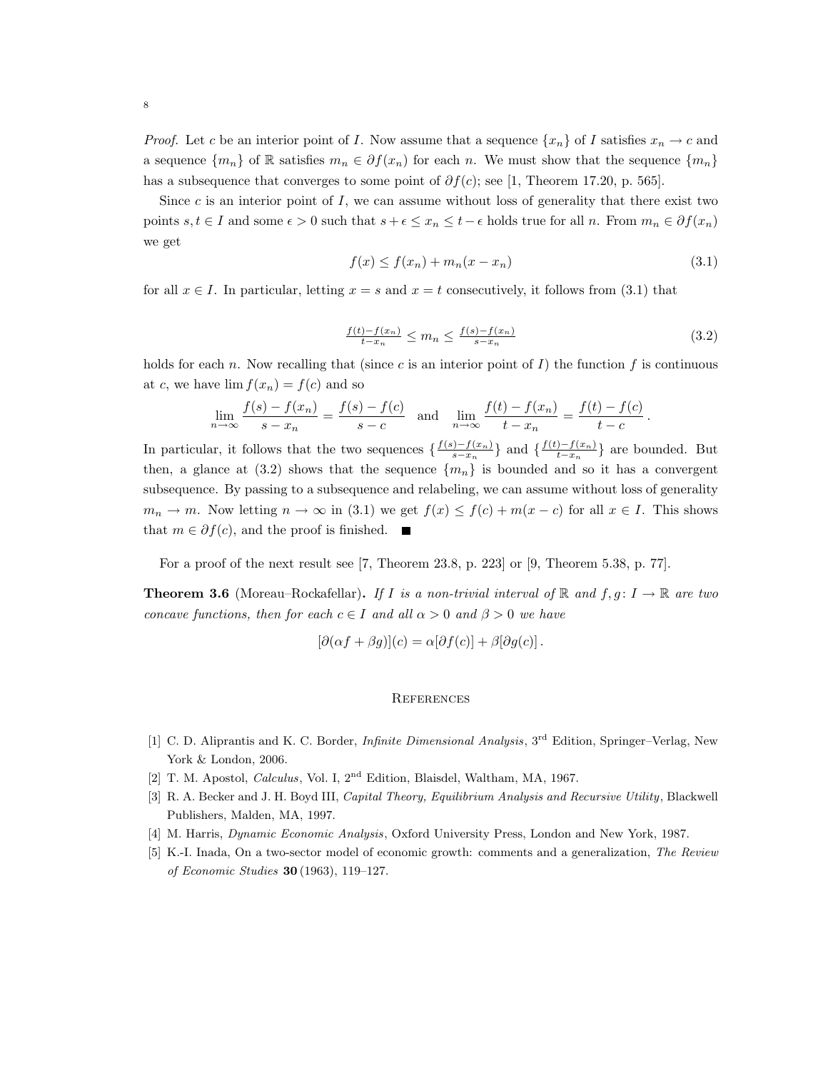*Proof.* Let $c$ be an interior point of $I$. Now assume that a sequence $\{x_n\}$ of $I$ satisfies $x_n \to c$ and a sequence $\{m_n\}$ of $\mathbb{R}$ satisfies $m_n \in \partial f(x_n)$ for each $n$. We must show that the sequence $\{m_n\}$ has a subsequence that converges to some point of $\partial f(c)$; see [1, Theorem 17.20, p. 565].

Since $c$ is an interior point of $I$, we can assume without loss of generality that there exist two points $s, t \in I$ and some $\epsilon > 0$ such that $s + \epsilon \leq x_n \leq t - \epsilon$ holds true for all $n$. From $m_n \in \partial f(x_n)$ we get

$$f(x) \leq f(x_n) + m_n(x - x_n) \tag{3.1}$$

for all $x \in I$. In particular, letting $x = s$ and $x = t$ consecutively, it follows from (3.1) that

$$\tfrac{f(t)-f(x_n)}{t-x_n} \leq m_n \leq \tfrac{f(s)-f(x_n)}{s-x_n} \tag{3.2}$$

holds for each $n$. Now recalling that (since $c$ is an interior point of $I$) the function $f$ is continuous at $c$, we have $\lim f(x_n) = f(c)$ and so

$$\lim_{n\to\infty} \frac{f(s) - f(x_n)}{s - x_n} = \frac{f(s) - f(c)}{s - c} \quad \text{and} \quad \lim_{n\to\infty} \frac{f(t) - f(x_n)}{t - x_n} = \frac{f(t) - f(c)}{t - c}\,.$$

In particular, it follows that the two sequences $\{\frac{f(s)-f(x_n)}{s-x_n}\}$ and $\{\frac{f(t)-f(x_n)}{t-x_n}\}$ are bounded. But then, a glance at (3.2) shows that the sequence $\{m_n\}$ is bounded and so it has a convergent subsequence. By passing to a subsequence and relabeling, we can assume without loss of generality $m_n \to m$. Now letting $n \to \infty$ in (3.1) we get $f(x) \leq f(c) + m(x - c)$ for all $x \in I$. This shows that $m \in \partial f(c)$, and the proof is finished. ■

For a proof of the next result see [7, Theorem 23.8, p. 223] or [9, Theorem 5.38, p. 77].

**Theorem 3.6** (Moreau–Rockafellar)**.** *If $I$ is a non-trivial interval of $\mathbb{R}$ and $f, g\colon I \to \mathbb{R}$ are two concave functions, then for each $c \in I$ and all $\alpha > 0$ and $\beta > 0$ we have*

$$[\partial(\alpha f + \beta g)](c) = \alpha[\partial f(c)] + \beta[\partial g(c)]\,.$$

## References

[1] C. D. Aliprantis and K. C. Border, *Infinite Dimensional Analysis*, 3rd Edition, Springer–Verlag, New York & London, 2006.

[2] T. M. Apostol, *Calculus*, Vol. I, 2nd Edition, Blaisdel, Waltham, MA, 1967.

[3] R. A. Becker and J. H. Boyd III, *Capital Theory, Equilibrium Analysis and Recursive Utility*, Blackwell Publishers, Malden, MA, 1997.

[4] M. Harris, *Dynamic Economic Analysis*, Oxford University Press, London and New York, 1987.

[5] K.-I. Inada, On a two-sector model of economic growth: comments and a generalization, *The Review of Economic Studies* **30** (1963), 119–127.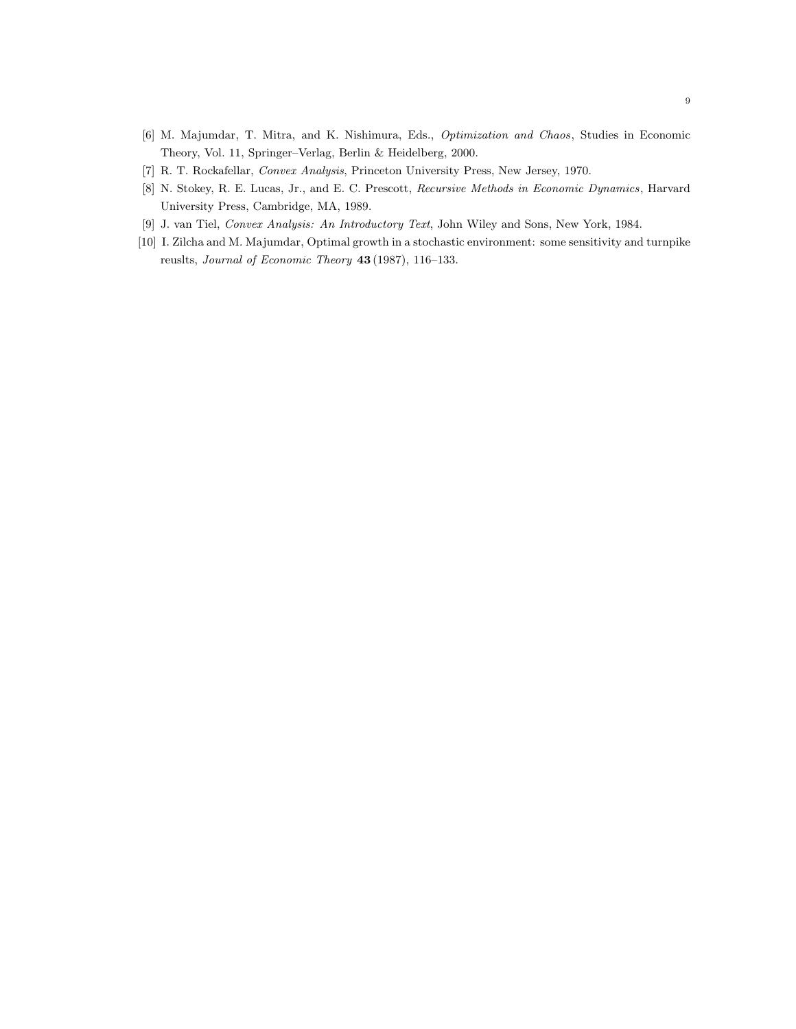[6] M. Majumdar, T. Mitra, and K. Nishimura, Eds., *Optimization and Chaos*, Studies in Economic Theory, Vol. 11, Springer–Verlag, Berlin & Heidelberg, 2000.

[7] R. T. Rockafellar, *Convex Analysis*, Princeton University Press, New Jersey, 1970.

[8] N. Stokey, R. E. Lucas, Jr., and E. C. Prescott, *Recursive Methods in Economic Dynamics*, Harvard University Press, Cambridge, MA, 1989.

[9] J. van Tiel, *Convex Analysis: An Introductory Text*, John Wiley and Sons, New York, 1984.

[10] I. Zilcha and M. Majumdar, Optimal growth in a stochastic environment: some sensitivity and turnpike reuslts, *Journal of Economic Theory* **43** (1987), 116–133.